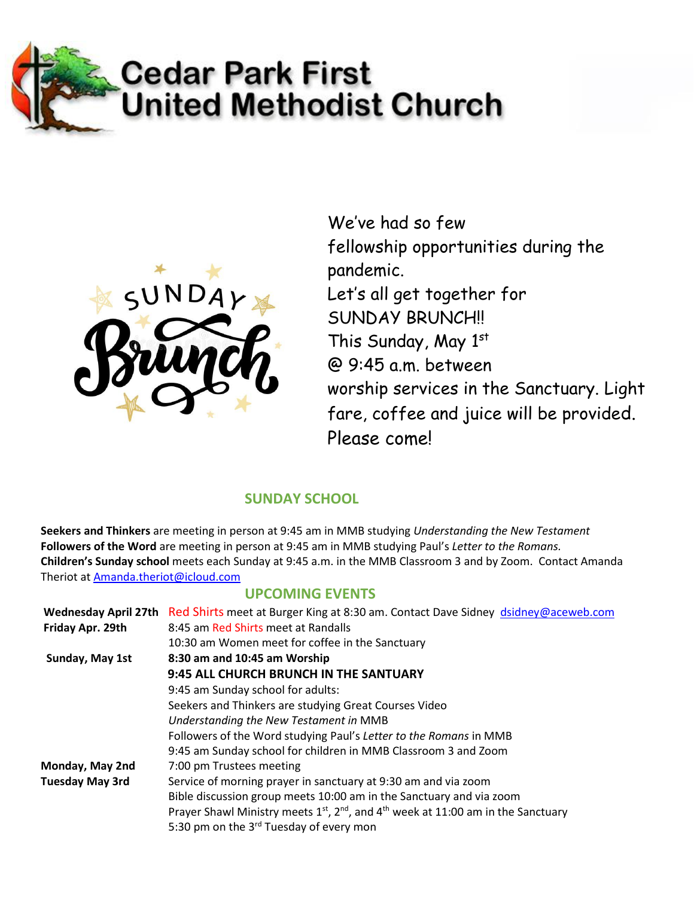# Cedar Park First United Methodist Church

We've had so few fellowship opportunities during the pandemic.
Let's all get together for SUNDAY BRUNCH!!
This Sunday, May 1st
@ 9:45 a.m. between worship services in the Sanctuary. Light fare, coffee and juice will be provided.
Please come!

## SUNDAY SCHOOL

**Seekers and Thinkers** are meeting in person at 9:45 am in MMB studying *Understanding the New Testament*
**Followers of the Word** are meeting in person at 9:45 am in MMB studying Paul's *Letter to the Romans.*
**Children's Sunday school** meets each Sunday at 9:45 a.m. in the MMB Classroom 3 and by Zoom. Contact Amanda Theriot at Amanda.theriot@icloud.com

## UPCOMING EVENTS

| | |
|---|---|
| **Wednesday April 27th** | Red Shirts meet at Burger King at 8:30 am. Contact Dave Sidney dsidney@aceweb.com |
| **Friday Apr. 29th** | 8:45 am Red Shirts meet at Randalls |
| | 10:30 am Women meet for coffee in the Sanctuary |
| **Sunday, May 1st** | **8:30 am and 10:45 am Worship** |
| | **9:45 ALL CHURCH BRUNCH IN THE SANTUARY** |
| | 9:45 am Sunday school for adults: |
| | Seekers and Thinkers are studying Great Courses Video *Understanding the New Testament in* MMB |
| | Followers of the Word studying Paul's *Letter to the Romans* in MMB |
| | 9:45 am Sunday school for children in MMB Classroom 3 and Zoom |
| **Monday, May 2nd** | 7:00 pm Trustees meeting |
| **Tuesday May 3rd** | Service of morning prayer in sanctuary at 9:30 am and via zoom |
| | Bible discussion group meets 10:00 am in the Sanctuary and via zoom |
| | Prayer Shawl Ministry meets 1st, 2nd, and 4th week at 11:00 am in the Sanctuary |
| | 5:30 pm on the 3rd Tuesday of every mon |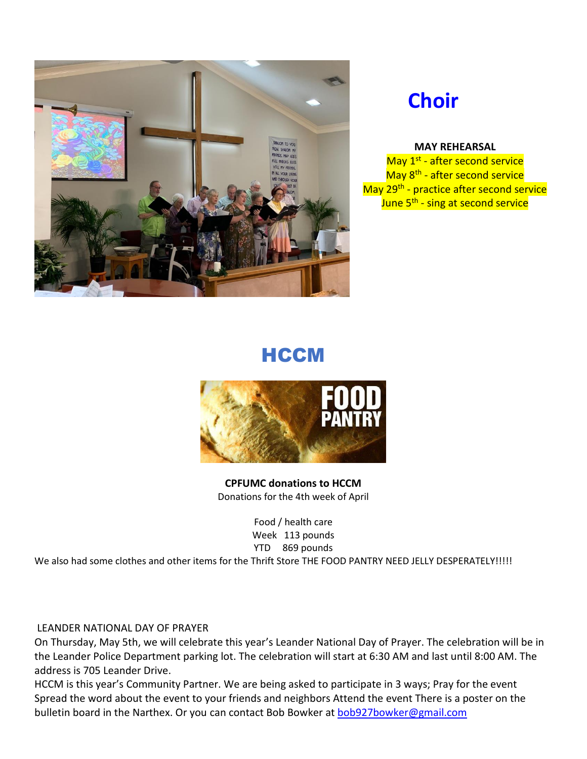## Choir

**MAY REHEARSAL**

May 1st - after second service
May 8th - after second service
May 29th - practice after second service
June 5th - sing at second service

## HCCM

**CPFUMC donations to HCCM**
Donations for the 4th week of April

Food / health care
Week 113 pounds
YTD 869 pounds

We also had some clothes and other items for the Thrift Store THE FOOD PANTRY NEED JELLY DESPERATELY!!!!!

LEANDER NATIONAL DAY OF PRAYER

On Thursday, May 5th, we will celebrate this year's Leander National Day of Prayer. The celebration will be in the Leander Police Department parking lot. The celebration will start at 6:30 AM and last until 8:00 AM. The address is 705 Leander Drive.

HCCM is this year's Community Partner. We are being asked to participate in 3 ways; Pray for the event Spread the word about the event to your friends and neighbors Attend the event There is a poster on the bulletin board in the Narthex. Or you can contact Bob Bowker at bob927bowker@gmail.com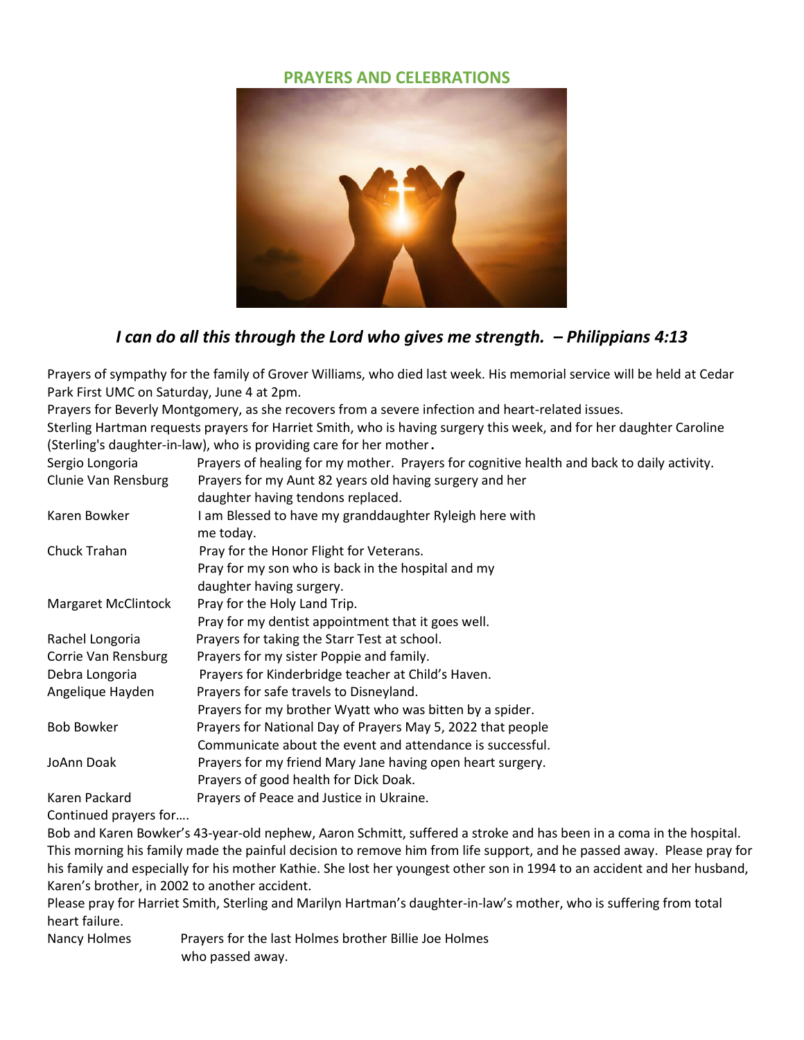## PRAYERS AND CELEBRATIONS

***I can do all this through the Lord who gives me strength. – Philippians 4:13***

Prayers of sympathy for the family of Grover Williams, who died last week. His memorial service will be held at Cedar Park First UMC on Saturday, June 4 at 2pm.

Prayers for Beverly Montgomery, as she recovers from a severe infection and heart-related issues.

Sterling Hartman requests prayers for Harriet Smith, who is having surgery this week, and for her daughter Caroline (Sterling's daughter-in-law), who is providing care for her mother.

| | |
|---|---|
| Sergio Longoria | Prayers of healing for my mother. Prayers for cognitive health and back to daily activity. |
| Clunie Van Rensburg | Prayers for my Aunt 82 years old having surgery and her daughter having tendons replaced. |
| Karen Bowker | I am Blessed to have my granddaughter Ryleigh here with me today. |
| Chuck Trahan | Pray for the Honor Flight for Veterans. Pray for my son who is back in the hospital and my daughter having surgery. |
| Margaret McClintock | Pray for the Holy Land Trip. Pray for my dentist appointment that it goes well. |
| Rachel Longoria | Prayers for taking the Starr Test at school. |
| Corrie Van Rensburg | Prayers for my sister Poppie and family. |
| Debra Longoria | Prayers for Kinderbridge teacher at Child's Haven. |
| Angelique Hayden | Prayers for safe travels to Disneyland. Prayers for my brother Wyatt who was bitten by a spider. |
| Bob Bowker | Prayers for National Day of Prayers May 5, 2022 that people Communicate about the event and attendance is successful. |
| JoAnn Doak | Prayers for my friend Mary Jane having open heart surgery. Prayers of good health for Dick Doak. |
| Karen Packard | Prayers of Peace and Justice in Ukraine. |

Continued prayers for….

Bob and Karen Bowker's 43-year-old nephew, Aaron Schmitt, suffered a stroke and has been in a coma in the hospital. This morning his family made the painful decision to remove him from life support, and he passed away. Please pray for his family and especially for his mother Kathie. She lost her youngest other son in 1994 to an accident and her husband, Karen's brother, in 2002 to another accident.

Please pray for Harriet Smith, Sterling and Marilyn Hartman's daughter-in-law's mother, who is suffering from total heart failure.

| | |
|---|---|
| Nancy Holmes | Prayers for the last Holmes brother Billie Joe Holmes who passed away. |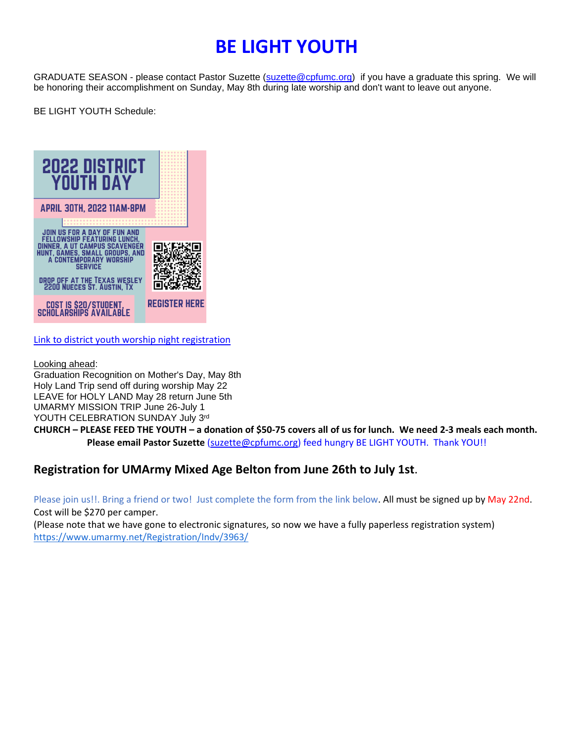# BE LIGHT YOUTH

GRADUATE SEASON - please contact Pastor Suzette (suzette@cpfumc.org) if you have a graduate this spring. We will be honoring their accomplishment on Sunday, May 8th during late worship and don't want to leave out anyone.

BE LIGHT YOUTH Schedule:

2022 DISTRICT YOUTH DAY

APRIL 30TH, 2022 11AM-8PM

JOIN US FOR A DAY OF FUN AND FELLOWSHIP FEATURING LUNCH, DINNER, A UT CAMPUS SCAVENGER HUNT, GAMES, SMALL GROUPS, AND A CONTEMPORARY WORSHIP SERVICE

DROP OFF AT THE TEXAS WESLEY 2200 NUECES ST. AUSTIN, TX

COST IS $20/STUDENT, SCHOLARSHIPS AVAILABLE

REGISTER HERE

Link to district youth worship night registration

Looking ahead:
Graduation Recognition on Mother's Day, May 8th
Holy Land Trip send off during worship May 22
LEAVE for HOLY LAND May 28 return June 5th
UMARMY MISSION TRIP June 26-July 1
YOUTH CELEBRATION SUNDAY July 3rd

**CHURCH – PLEASE FEED THE YOUTH – a donation of $50-75 covers all of us for lunch. We need 2-3 meals each month. Please email Pastor Suzette** (suzette@cpfumc.org) feed hungry BE LIGHT YOUTH. Thank YOU!!

## Registration for UMArmy Mixed Age Belton from June 26th to July 1st.

Please join us!!. Bring a friend or two! Just complete the form from the link below. All must be signed up by May 22nd.
Cost will be $270 per camper.
(Please note that we have gone to electronic signatures, so now we have a fully paperless registration system)
https://www.umarmy.net/Registration/Indv/3963/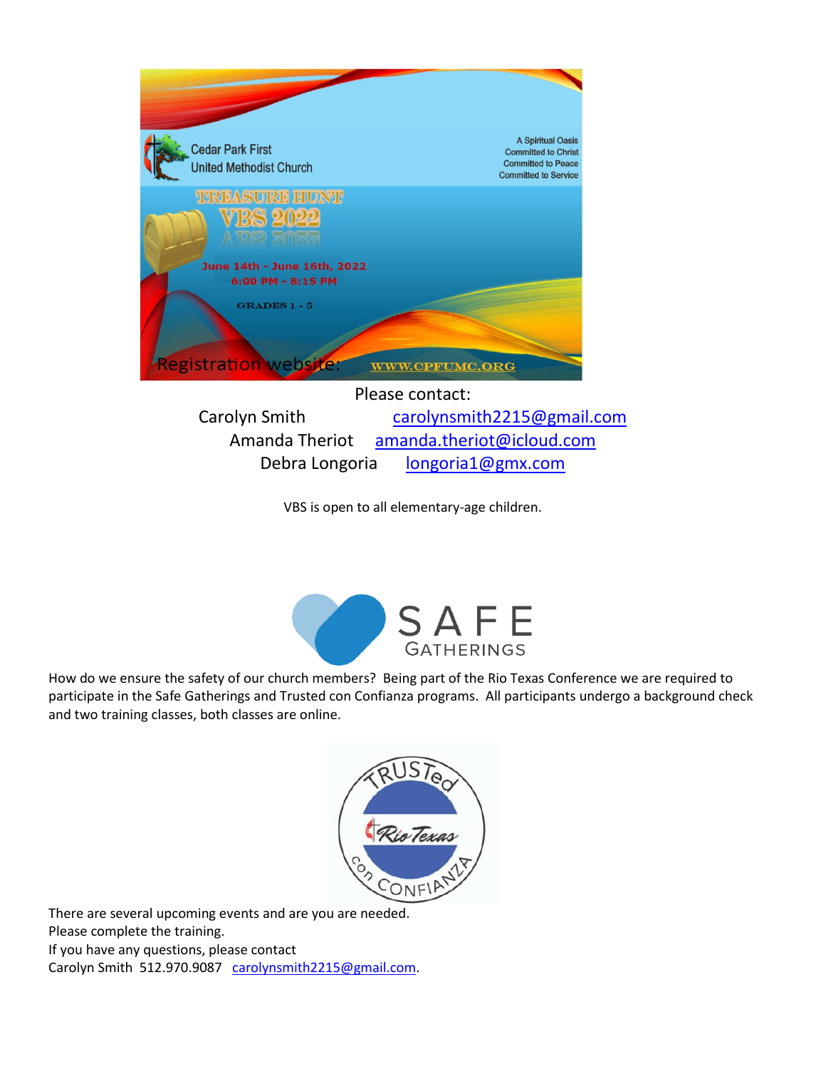Cedar Park First United Methodist Church

A Spiritual Oasis
Committed to Christ
Committed to Peace
Committed to Service

TREASURE HUNT
VBS 2022

June 14th - June 16th, 2022
6:00 PM - 8:15 PM

GRADES 1 - 5

Registration website: WWW.CPFUMC.ORG

Please contact:

Carolyn Smith carolynsmith2215@gmail.com
Amanda Theriot amanda.theriot@icloud.com
Debra Longoria longoria1@gmx.com

VBS is open to all elementary-age children.

SAFE GATHERINGS

How do we ensure the safety of our church members? Being part of the Rio Texas Conference we are required to participate in the Safe Gatherings and Trusted con Confianza programs. All participants undergo a background check and two training classes, both classes are online.

TRUSTed Rio Texas con CONFIANZA

There are several upcoming events and are you are needed.
Please complete the training.
If you have any questions, please contact
Carolyn Smith 512.970.9087 carolynsmith2215@gmail.com.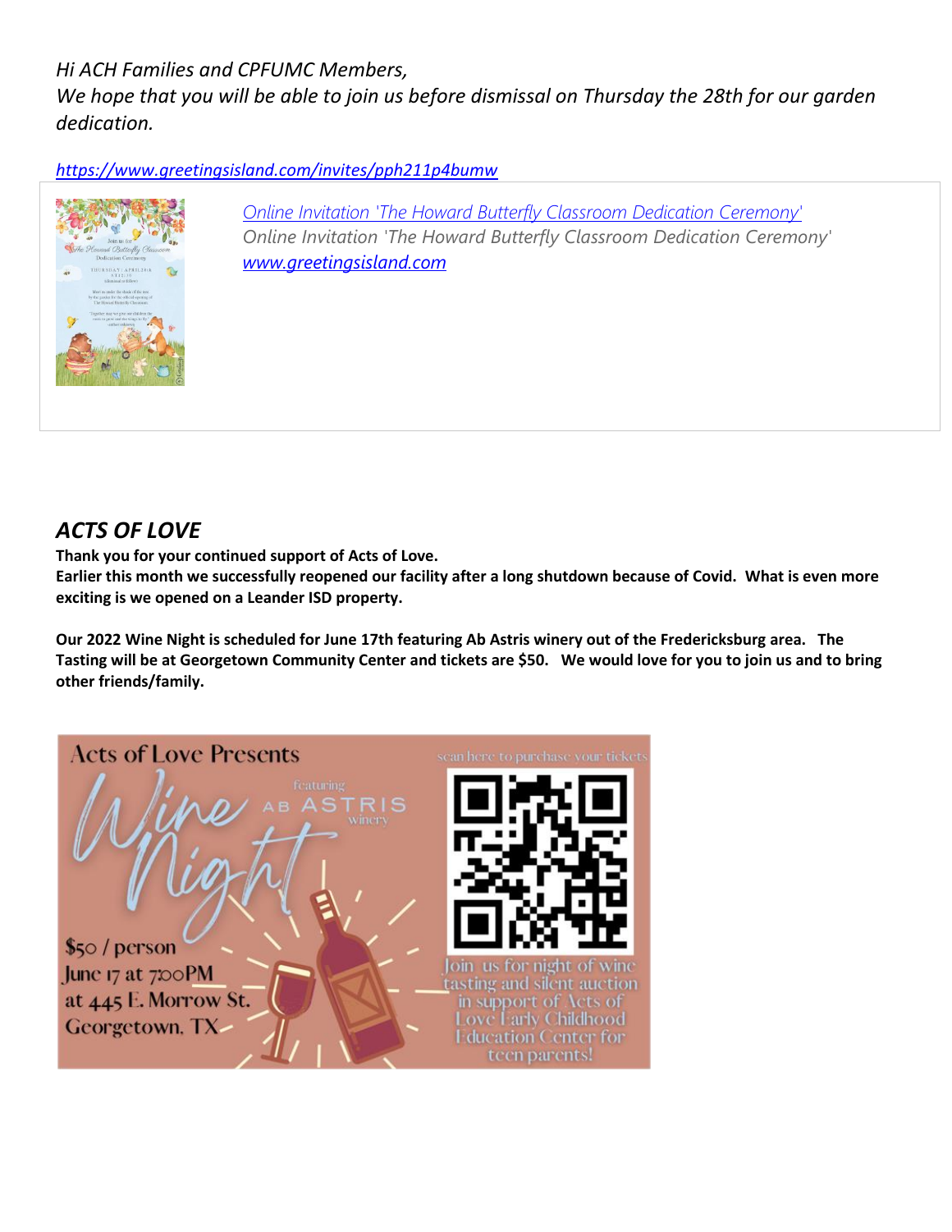*Hi ACH Families and CPFUMC Members,*
*We hope that you will be able to join us before dismissal on Thursday the 28th for our garden dedication.*

*https://www.greetingsisland.com/invites/pph211p4bumw*

*Online Invitation 'The Howard Butterfly Classroom Dedication Ceremony'*
*Online Invitation 'The Howard Butterfly Classroom Dedication Ceremony'*
*www.greetingsisland.com*

## *ACTS OF LOVE*

**Thank you for your continued support of Acts of Love.**
**Earlier this month we successfully reopened our facility after a long shutdown because of Covid. What is even more exciting is we opened on a Leander ISD property.**

**Our 2022 Wine Night is scheduled for June 17th featuring Ab Astris winery out of the Fredericksburg area. The Tasting will be at Georgetown Community Center and tickets are $50. We would love for you to join us and to bring other friends/family.**

Acts of Love Presents

Wine Night

featuring AB ASTRIS winery

$50 / person
June 17 at 7:00PM
at 445 E. Morrow St.
Georgetown, TX

scan here to purchase your tickets

Join us for night of wine tasting and silent auction in support of Acts of Love Early Childhood Education Center for teen parents!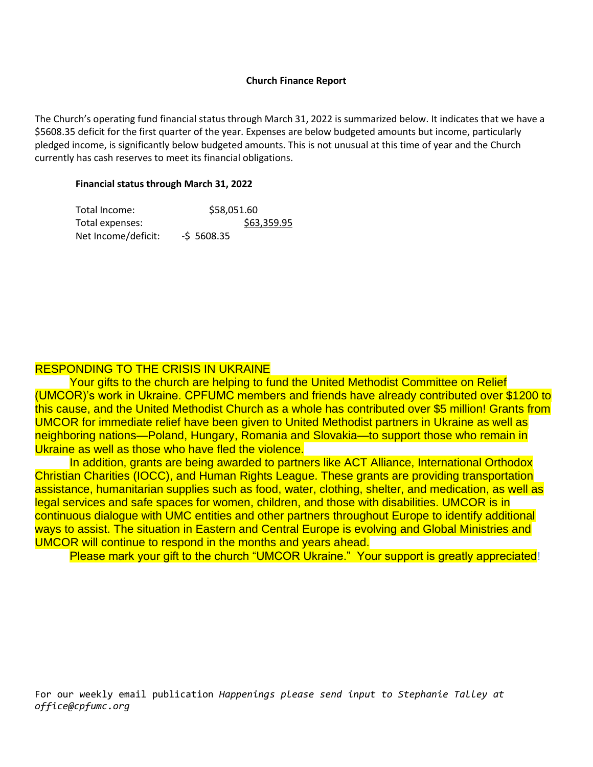**Church Finance Report**

The Church's operating fund financial status through March 31, 2022 is summarized below. It indicates that we have a $5608.35 deficit for the first quarter of the year. Expenses are below budgeted amounts but income, particularly pledged income, is significantly below budgeted amounts. This is not unusual at this time of year and the Church currently has cash reserves to meet its financial obligations.

**Financial status through March 31, 2022**

| | | |
|---|---|---|
| Total Income: | $58,051.60 | |
| Total expenses: | | $63,359.95 |
| Net Income/deficit: | -$ 5608.35 | |

RESPONDING TO THE CRISIS IN UKRAINE

Your gifts to the church are helping to fund the United Methodist Committee on Relief (UMCOR)'s work in Ukraine. CPFUMC members and friends have already contributed over $1200 to this cause, and the United Methodist Church as a whole has contributed over $5 million! Grants from UMCOR for immediate relief have been given to United Methodist partners in Ukraine as well as neighboring nations—Poland, Hungary, Romania and Slovakia—to support those who remain in Ukraine as well as those who have fled the violence.

In addition, grants are being awarded to partners like ACT Alliance, International Orthodox Christian Charities (IOCC), and Human Rights League. These grants are providing transportation assistance, humanitarian supplies such as food, water, clothing, shelter, and medication, as well as legal services and safe spaces for women, children, and those with disabilities. UMCOR is in continuous dialogue with UMC entities and other partners throughout Europe to identify additional ways to assist. The situation in Eastern and Central Europe is evolving and Global Ministries and UMCOR will continue to respond in the months and years ahead.

Please mark your gift to the church "UMCOR Ukraine." Your support is greatly appreciated!

For our weekly email publication *Happenings please send input to Stephanie Talley at office@cpfumc.org*